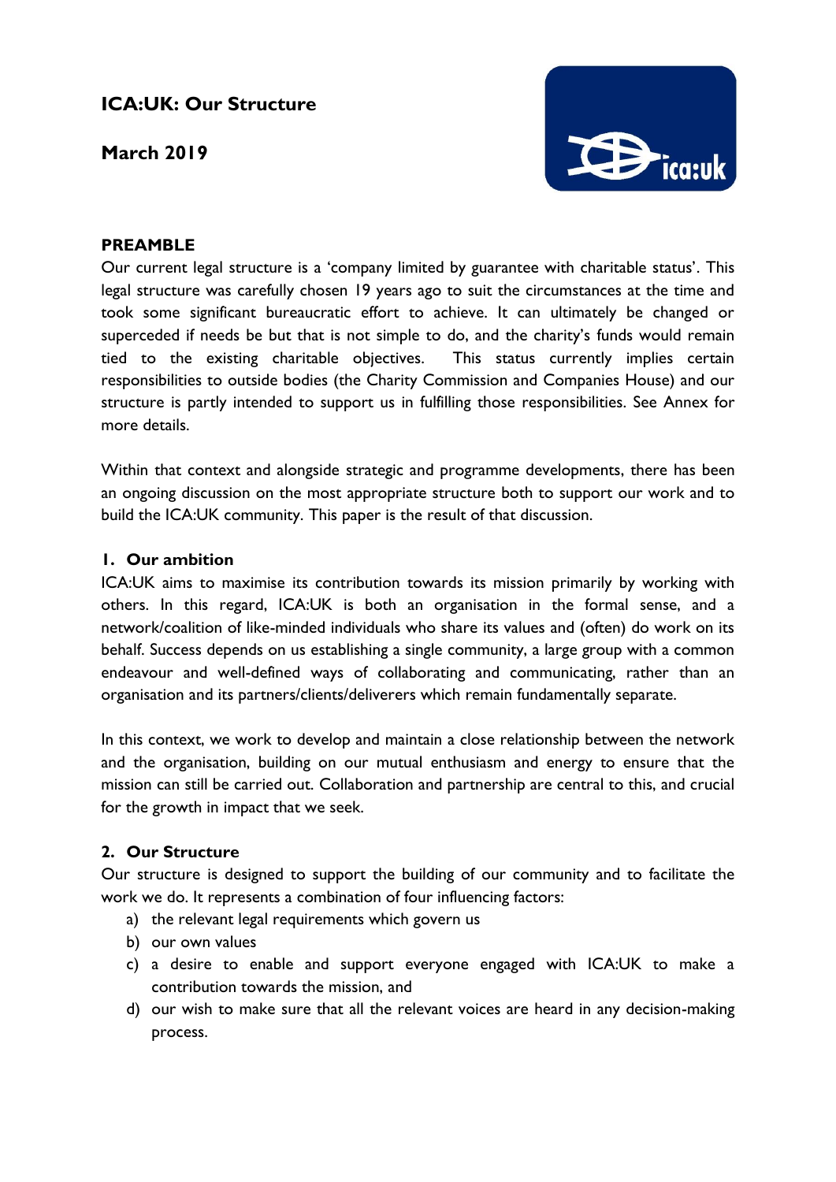# ICA:UK: Our Structure

**March 2019**

## PREAMBLE

Our current legal structure is a 'company limited by guarantee with charitable status'. This legal structure was carefully chosen 19 years ago to suit the circumstances at the time and took some significant bureaucratic effort to achieve. It can ultimately be changed or superceded if needs be but that is not simple to do, and the charity's funds would remain tied to the existing charitable objectives. This status currently implies certain responsibilities to outside bodies (the Charity Commission and Companies House) and our structure is partly intended to support us in fulfilling those responsibilities. See Annex for more details.

Within that context and alongside strategic and programme developments, there has been an ongoing discussion on the most appropriate structure both to support our work and to build the ICA:UK community. This paper is the result of that discussion.

## 1. Our ambition

ICA:UK aims to maximise its contribution towards its mission primarily by working with others. In this regard, ICA:UK is both an organisation in the formal sense, and a network/coalition of like-minded individuals who share its values and (often) do work on its behalf. Success depends on us establishing a single community, a large group with a common endeavour and well-defined ways of collaborating and communicating, rather than an organisation and its partners/clients/deliverers which remain fundamentally separate.

In this context, we work to develop and maintain a close relationship between the network and the organisation, building on our mutual enthusiasm and energy to ensure that the mission can still be carried out. Collaboration and partnership are central to this, and crucial for the growth in impact that we seek.

## 2. Our Structure

Our structure is designed to support the building of our community and to facilitate the work we do. It represents a combination of four influencing factors:

a) the relevant legal requirements which govern us
b) our own values
c) a desire to enable and support everyone engaged with ICA:UK to make a contribution towards the mission, and
d) our wish to make sure that all the relevant voices are heard in any decision-making process.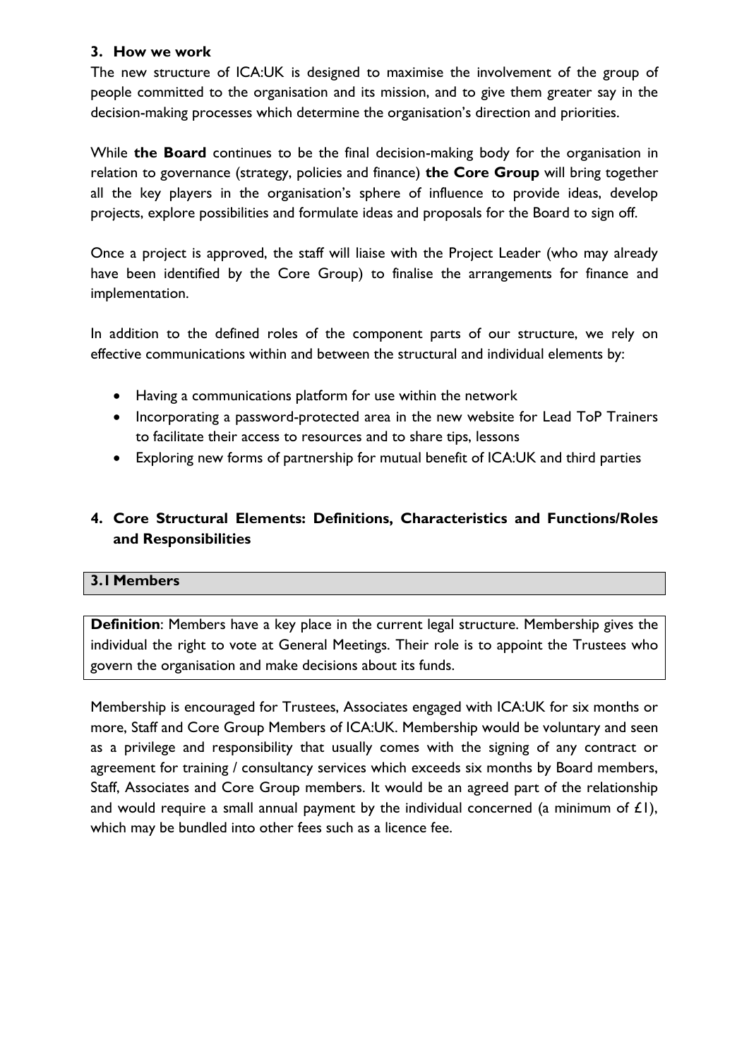## 3. How we work

The new structure of ICA:UK is designed to maximise the involvement of the group of people committed to the organisation and its mission, and to give them greater say in the decision-making processes which determine the organisation's direction and priorities.

While **the Board** continues to be the final decision-making body for the organisation in relation to governance (strategy, policies and finance) **the Core Group** will bring together all the key players in the organisation's sphere of influence to provide ideas, develop projects, explore possibilities and formulate ideas and proposals for the Board to sign off.

Once a project is approved, the staff will liaise with the Project Leader (who may already have been identified by the Core Group) to finalise the arrangements for finance and implementation.

In addition to the defined roles of the component parts of our structure, we rely on effective communications within and between the structural and individual elements by:

- Having a communications platform for use within the network
- Incorporating a password-protected area in the new website for Lead ToP Trainers to facilitate their access to resources and to share tips, lessons
- Exploring new forms of partnership for mutual benefit of ICA:UK and third parties

## 4. Core Structural Elements: Definitions, Characteristics and Functions/Roles and Responsibilities

### 3.1 Members

**Definition**: Members have a key place in the current legal structure. Membership gives the individual the right to vote at General Meetings. Their role is to appoint the Trustees who govern the organisation and make decisions about its funds.

Membership is encouraged for Trustees, Associates engaged with ICA:UK for six months or more, Staff and Core Group Members of ICA:UK. Membership would be voluntary and seen as a privilege and responsibility that usually comes with the signing of any contract or agreement for training / consultancy services which exceeds six months by Board members, Staff, Associates and Core Group members. It would be an agreed part of the relationship and would require a small annual payment by the individual concerned (a minimum of £1), which may be bundled into other fees such as a licence fee.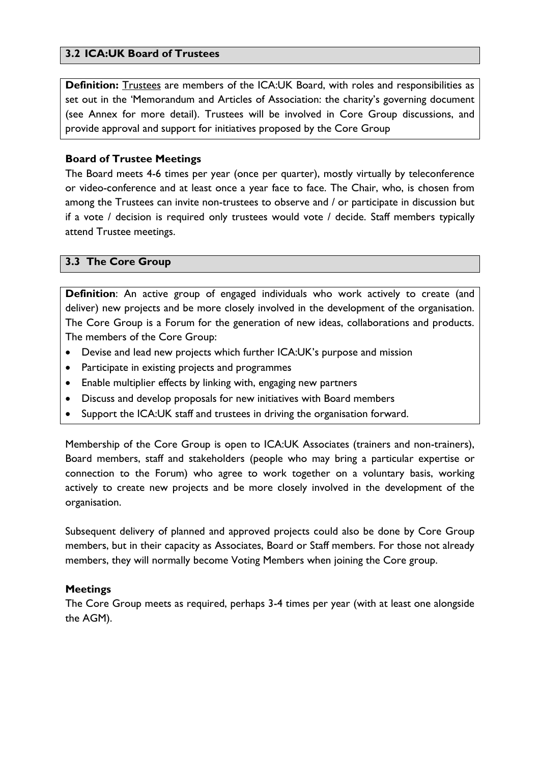## 3.2 ICA:UK Board of Trustees

**Definition:** Trustees are members of the ICA:UK Board, with roles and responsibilities as set out in the 'Memorandum and Articles of Association: the charity's governing document (see Annex for more detail). Trustees will be involved in Core Group discussions, and provide approval and support for initiatives proposed by the Core Group

### Board of Trustee Meetings

The Board meets 4-6 times per year (once per quarter), mostly virtually by teleconference or video-conference and at least once a year face to face. The Chair, who, is chosen from among the Trustees can invite non-trustees to observe and / or participate in discussion but if a vote / decision is required only trustees would vote / decide. Staff members typically attend Trustee meetings.

## 3.3 The Core Group

**Definition**: An active group of engaged individuals who work actively to create (and deliver) new projects and be more closely involved in the development of the organisation. The Core Group is a Forum for the generation of new ideas, collaborations and products. The members of the Core Group:

- Devise and lead new projects which further ICA:UK's purpose and mission
- Participate in existing projects and programmes
- Enable multiplier effects by linking with, engaging new partners
- Discuss and develop proposals for new initiatives with Board members
- Support the ICA:UK staff and trustees in driving the organisation forward.

Membership of the Core Group is open to ICA:UK Associates (trainers and non-trainers), Board members, staff and stakeholders (people who may bring a particular expertise or connection to the Forum) who agree to work together on a voluntary basis, working actively to create new projects and be more closely involved in the development of the organisation.

Subsequent delivery of planned and approved projects could also be done by Core Group members, but in their capacity as Associates, Board or Staff members. For those not already members, they will normally become Voting Members when joining the Core group.

### Meetings

The Core Group meets as required, perhaps 3-4 times per year (with at least one alongside the AGM).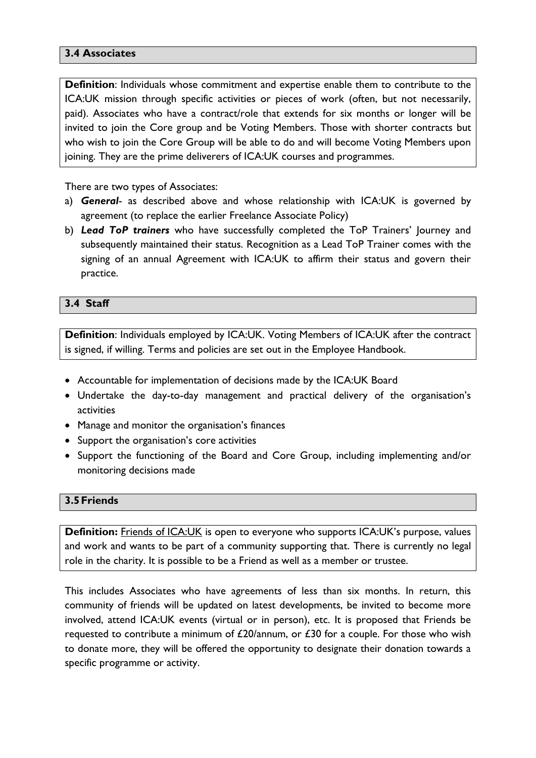### 3.4 Associates

**Definition**: Individuals whose commitment and expertise enable them to contribute to the ICA:UK mission through specific activities or pieces of work (often, but not necessarily, paid). Associates who have a contract/role that extends for six months or longer will be invited to join the Core group and be Voting Members. Those with shorter contracts but who wish to join the Core Group will be able to do and will become Voting Members upon joining. They are the prime deliverers of ICA:UK courses and programmes.

There are two types of Associates:

a) ***General***- as described above and whose relationship with ICA:UK is governed by agreement (to replace the earlier Freelance Associate Policy)
b) ***Lead ToP trainers*** who have successfully completed the ToP Trainers' Journey and subsequently maintained their status. Recognition as a Lead ToP Trainer comes with the signing of an annual Agreement with ICA:UK to affirm their status and govern their practice.

### 3.4 Staff

**Definition**: Individuals employed by ICA:UK. Voting Members of ICA:UK after the contract is signed, if willing. Terms and policies are set out in the Employee Handbook.

- Accountable for implementation of decisions made by the ICA:UK Board
- Undertake the day-to-day management and practical delivery of the organisation's activities
- Manage and monitor the organisation's finances
- Support the organisation's core activities
- Support the functioning of the Board and Core Group, including implementing and/or monitoring decisions made

### 3.5 Friends

**Definition:** Friends of ICA:UK is open to everyone who supports ICA:UK's purpose, values and work and wants to be part of a community supporting that. There is currently no legal role in the charity. It is possible to be a Friend as well as a member or trustee.

This includes Associates who have agreements of less than six months. In return, this community of friends will be updated on latest developments, be invited to become more involved, attend ICA:UK events (virtual or in person), etc. It is proposed that Friends be requested to contribute a minimum of £20/annum, or £30 for a couple. For those who wish to donate more, they will be offered the opportunity to designate their donation towards a specific programme or activity.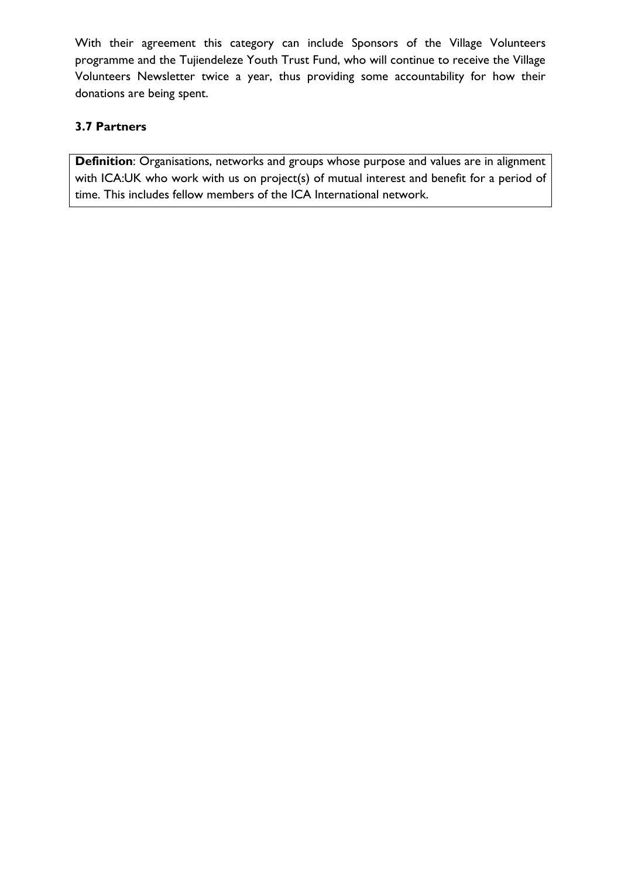With their agreement this category can include Sponsors of the Village Volunteers programme and the Tujiendeleze Youth Trust Fund, who will continue to receive the Village Volunteers Newsletter twice a year, thus providing some accountability for how their donations are being spent.

### 3.7 Partners

**Definition**: Organisations, networks and groups whose purpose and values are in alignment with ICA:UK who work with us on project(s) of mutual interest and benefit for a period of time. This includes fellow members of the ICA International network.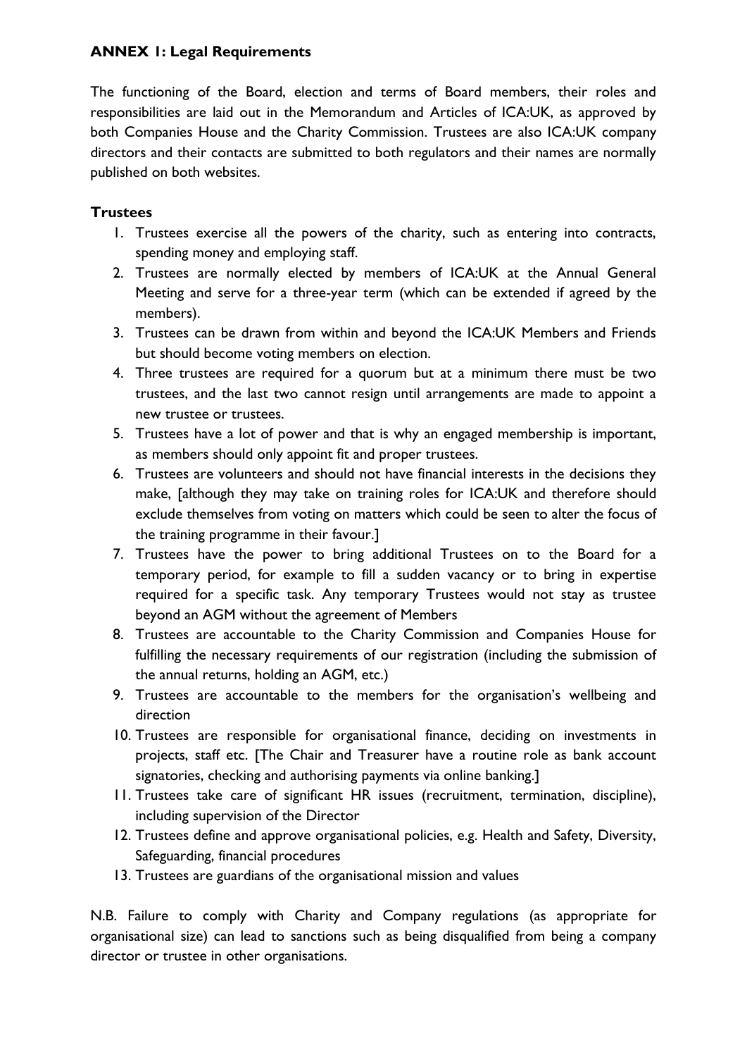## ANNEX 1: Legal Requirements

The functioning of the Board, election and terms of Board members, their roles and responsibilities are laid out in the Memorandum and Articles of ICA:UK, as approved by both Companies House and the Charity Commission. Trustees are also ICA:UK company directors and their contacts are submitted to both regulators and their names are normally published on both websites.

### Trustees

1. Trustees exercise all the powers of the charity, such as entering into contracts, spending money and employing staff.
2. Trustees are normally elected by members of ICA:UK at the Annual General Meeting and serve for a three-year term (which can be extended if agreed by the members).
3. Trustees can be drawn from within and beyond the ICA:UK Members and Friends but should become voting members on election.
4. Three trustees are required for a quorum but at a minimum there must be two trustees, and the last two cannot resign until arrangements are made to appoint a new trustee or trustees.
5. Trustees have a lot of power and that is why an engaged membership is important, as members should only appoint fit and proper trustees.
6. Trustees are volunteers and should not have financial interests in the decisions they make, [although they may take on training roles for ICA:UK and therefore should exclude themselves from voting on matters which could be seen to alter the focus of the training programme in their favour.]
7. Trustees have the power to bring additional Trustees on to the Board for a temporary period, for example to fill a sudden vacancy or to bring in expertise required for a specific task. Any temporary Trustees would not stay as trustee beyond an AGM without the agreement of Members
8. Trustees are accountable to the Charity Commission and Companies House for fulfilling the necessary requirements of our registration (including the submission of the annual returns, holding an AGM, etc.)
9. Trustees are accountable to the members for the organisation's wellbeing and direction
10. Trustees are responsible for organisational finance, deciding on investments in projects, staff etc. [The Chair and Treasurer have a routine role as bank account signatories, checking and authorising payments via online banking.]
11. Trustees take care of significant HR issues (recruitment, termination, discipline), including supervision of the Director
12. Trustees define and approve organisational policies, e.g. Health and Safety, Diversity, Safeguarding, financial procedures
13. Trustees are guardians of the organisational mission and values

N.B. Failure to comply with Charity and Company regulations (as appropriate for organisational size) can lead to sanctions such as being disqualified from being a company director or trustee in other organisations.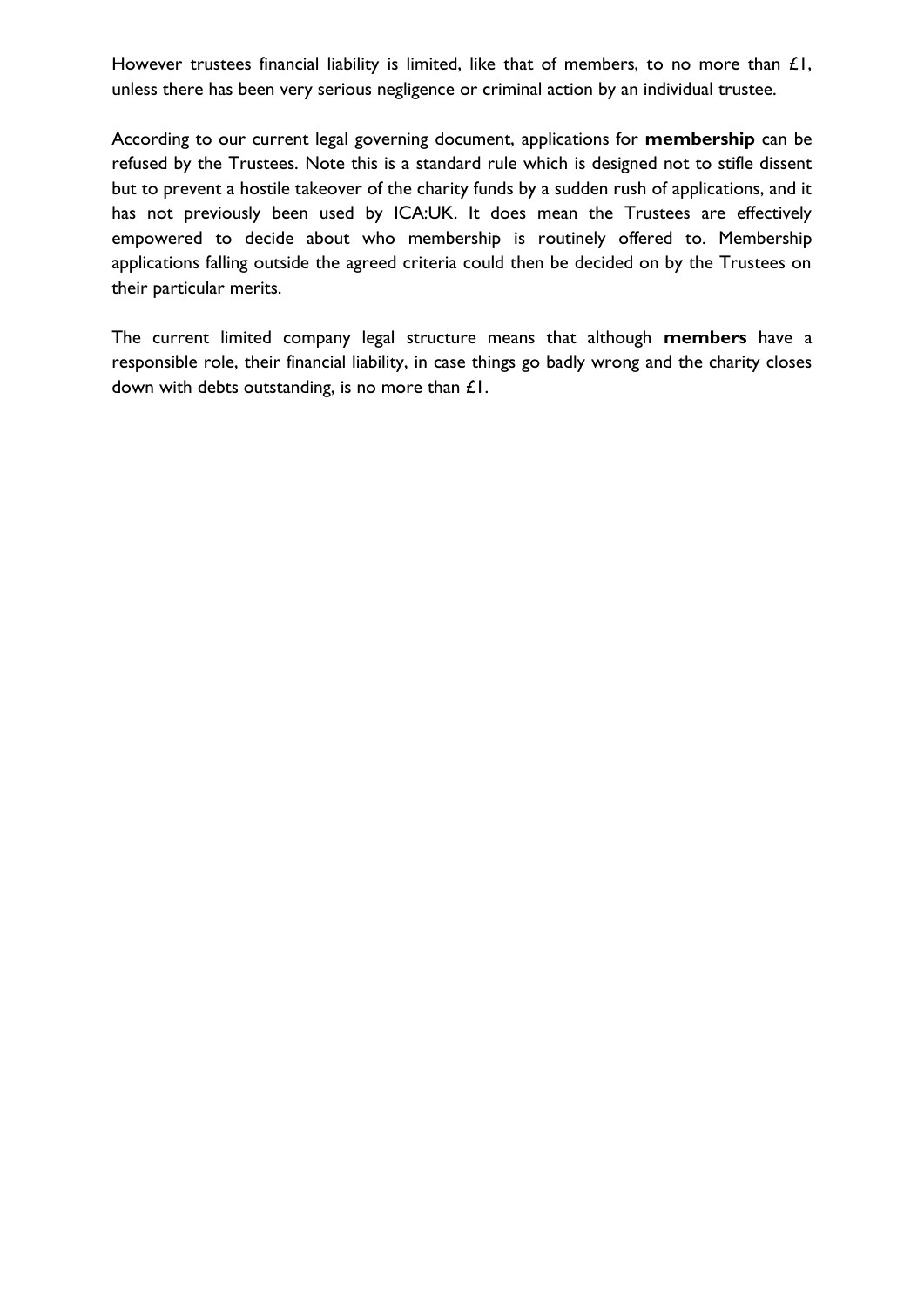However trustees financial liability is limited, like that of members, to no more than £1, unless there has been very serious negligence or criminal action by an individual trustee.

According to our current legal governing document, applications for **membership** can be refused by the Trustees. Note this is a standard rule which is designed not to stifle dissent but to prevent a hostile takeover of the charity funds by a sudden rush of applications, and it has not previously been used by ICA:UK. It does mean the Trustees are effectively empowered to decide about who membership is routinely offered to. Membership applications falling outside the agreed criteria could then be decided on by the Trustees on their particular merits.

The current limited company legal structure means that although **members** have a responsible role, their financial liability, in case things go badly wrong and the charity closes down with debts outstanding, is no more than £1.